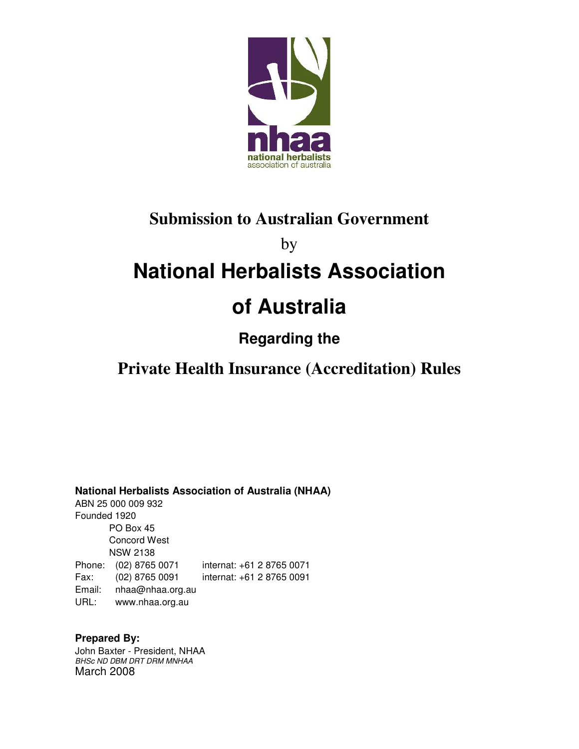nhaa
national herbalists
association of australia

# Submission to Australian Government

by

# National Herbalists Association of Australia

## Regarding the

# Private Health Insurance (Accreditation) Rules

**National Herbalists Association of Australia (NHAA)**
ABN 25 000 009 932
Founded 1920
PO Box 45
Concord West
NSW 2138

Phone: (02) 8765 0071 internat: +61 2 8765 0071
Fax: (02) 8765 0091 internat: +61 2 8765 0091
Email: nhaa@nhaa.org.au
URL: www.nhaa.org.au

**Prepared By:**
John Baxter - President, NHAA
*BHSc ND DBM DRT DRM MNHAA*
March 2008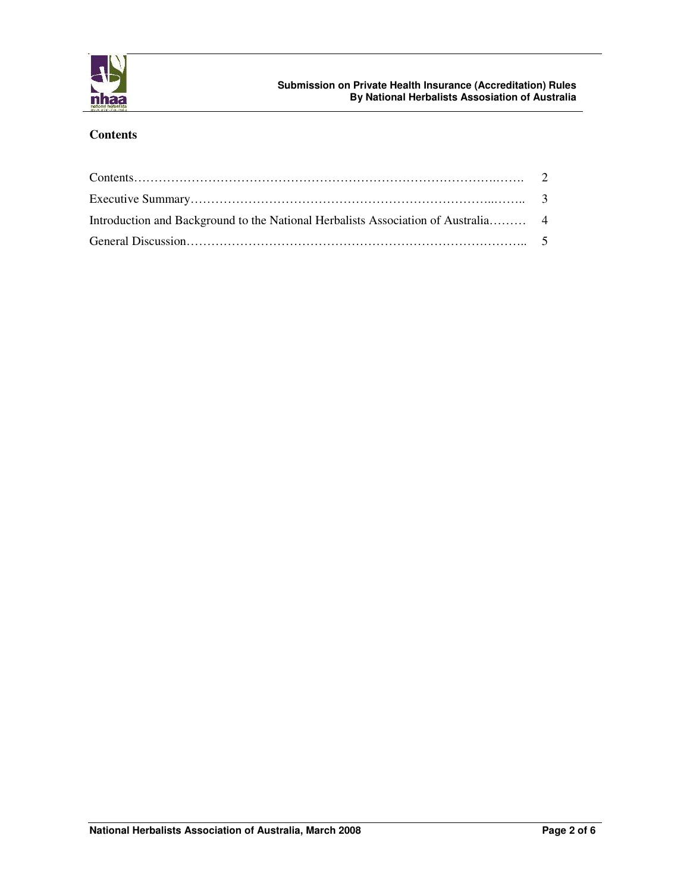## Contents

| | |
|---|---|
| Contents………………………………………………………………………….……. | 2 |
| Executive Summary……………………………………………………………...…….. | 3 |
| Introduction and Background to the National Herbalists Association of Australia……… | 4 |
| General Discussion……………………………………………………………………….. | 5 |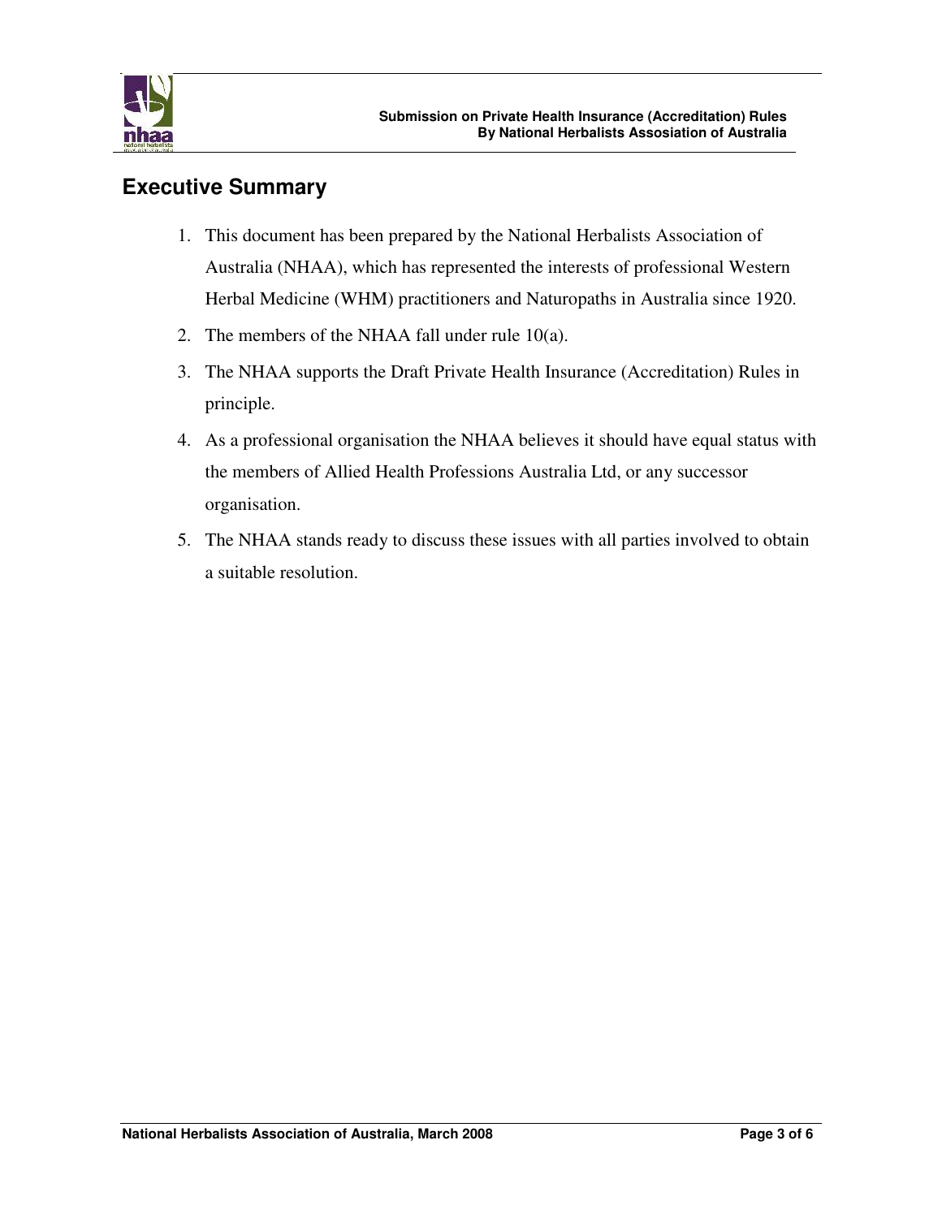## Executive Summary

1. This document has been prepared by the National Herbalists Association of Australia (NHAA), which has represented the interests of professional Western Herbal Medicine (WHM) practitioners and Naturopaths in Australia since 1920.
2. The members of the NHAA fall under rule 10(a).
3. The NHAA supports the Draft Private Health Insurance (Accreditation) Rules in principle.
4. As a professional organisation the NHAA believes it should have equal status with the members of Allied Health Professions Australia Ltd, or any successor organisation.
5. The NHAA stands ready to discuss these issues with all parties involved to obtain a suitable resolution.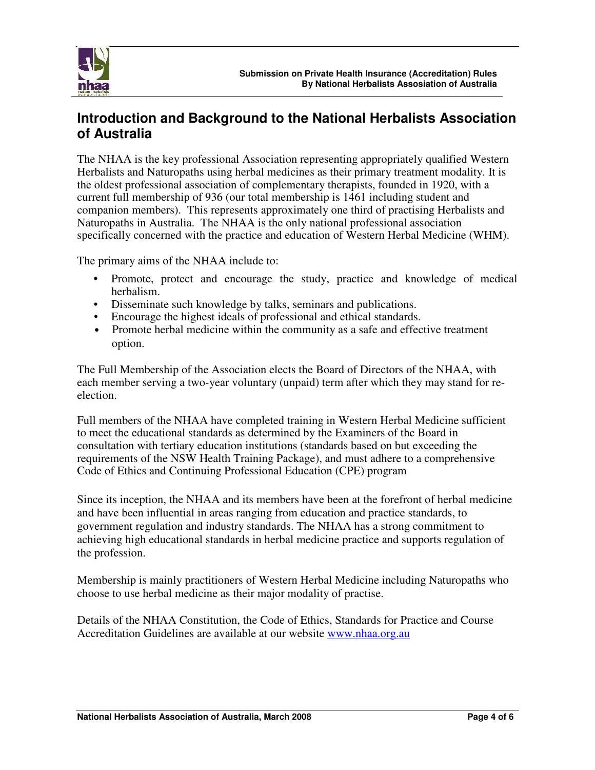## Introduction and Background to the National Herbalists Association of Australia

The NHAA is the key professional Association representing appropriately qualified Western Herbalists and Naturopaths using herbal medicines as their primary treatment modality. It is the oldest professional association of complementary therapists, founded in 1920, with a current full membership of 936 (our total membership is 1461 including student and companion members). This represents approximately one third of practising Herbalists and Naturopaths in Australia. The NHAA is the only national professional association specifically concerned with the practice and education of Western Herbal Medicine (WHM).

The primary aims of the NHAA include to:

- Promote, protect and encourage the study, practice and knowledge of medical herbalism.
- Disseminate such knowledge by talks, seminars and publications.
- Encourage the highest ideals of professional and ethical standards.
- Promote herbal medicine within the community as a safe and effective treatment option.

The Full Membership of the Association elects the Board of Directors of the NHAA, with each member serving a two-year voluntary (unpaid) term after which they may stand for re-election.

Full members of the NHAA have completed training in Western Herbal Medicine sufficient to meet the educational standards as determined by the Examiners of the Board in consultation with tertiary education institutions (standards based on but exceeding the requirements of the NSW Health Training Package), and must adhere to a comprehensive Code of Ethics and Continuing Professional Education (CPE) program

Since its inception, the NHAA and its members have been at the forefront of herbal medicine and have been influential in areas ranging from education and practice standards, to government regulation and industry standards. The NHAA has a strong commitment to achieving high educational standards in herbal medicine practice and supports regulation of the profession.

Membership is mainly practitioners of Western Herbal Medicine including Naturopaths who choose to use herbal medicine as their major modality of practise.

Details of the NHAA Constitution, the Code of Ethics, Standards for Practice and Course Accreditation Guidelines are available at our website www.nhaa.org.au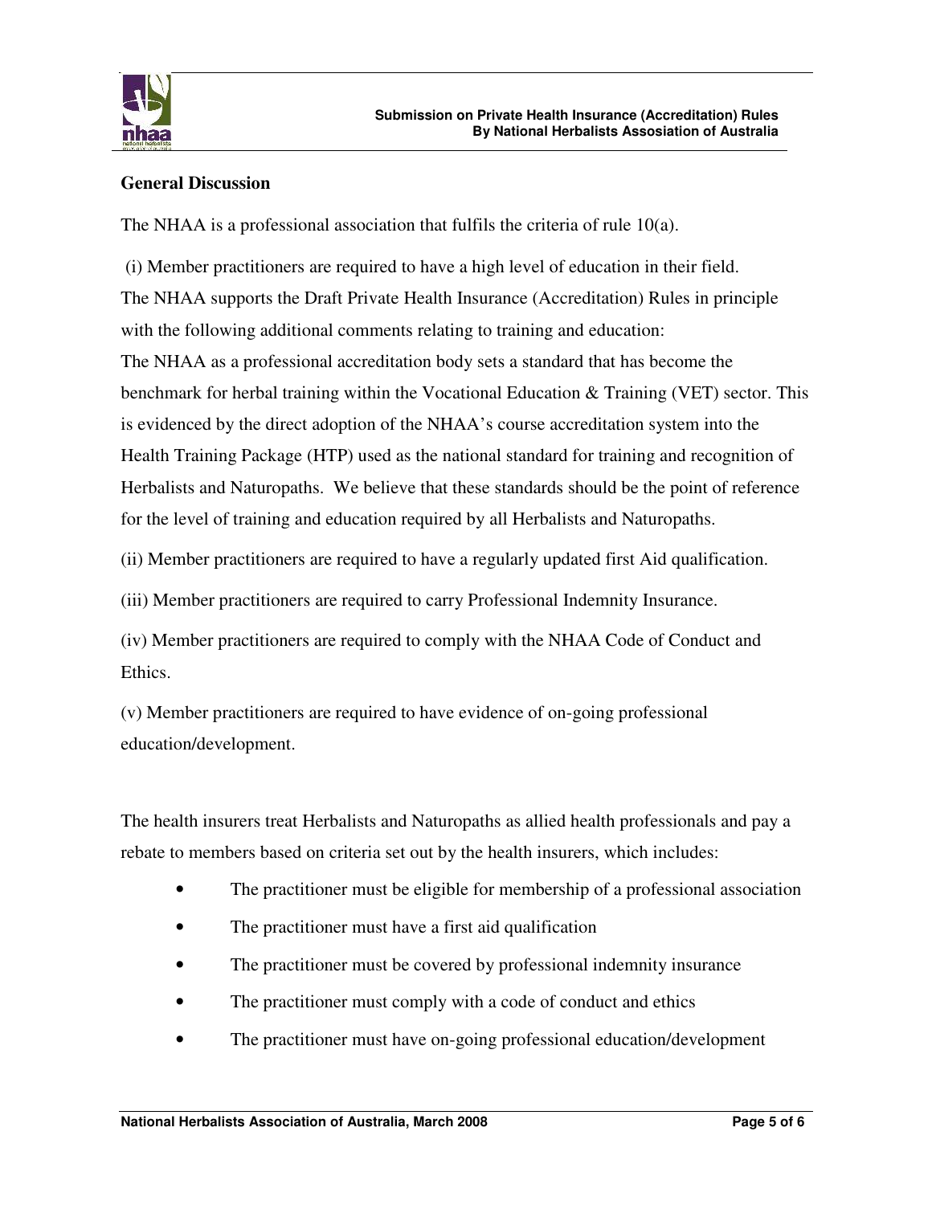## General Discussion

The NHAA is a professional association that fulfils the criteria of rule 10(a).

(i) Member practitioners are required to have a high level of education in their field.
The NHAA supports the Draft Private Health Insurance (Accreditation) Rules in principle with the following additional comments relating to training and education:
The NHAA as a professional accreditation body sets a standard that has become the benchmark for herbal training within the Vocational Education & Training (VET) sector. This is evidenced by the direct adoption of the NHAA's course accreditation system into the Health Training Package (HTP) used as the national standard for training and recognition of Herbalists and Naturopaths. We believe that these standards should be the point of reference for the level of training and education required by all Herbalists and Naturopaths.

(ii) Member practitioners are required to have a regularly updated first Aid qualification.

(iii) Member practitioners are required to carry Professional Indemnity Insurance.

(iv) Member practitioners are required to comply with the NHAA Code of Conduct and Ethics.

(v) Member practitioners are required to have evidence of on-going professional education/development.

The health insurers treat Herbalists and Naturopaths as allied health professionals and pay a rebate to members based on criteria set out by the health insurers, which includes:

- The practitioner must be eligible for membership of a professional association
- The practitioner must have a first aid qualification
- The practitioner must be covered by professional indemnity insurance
- The practitioner must comply with a code of conduct and ethics
- The practitioner must have on-going professional education/development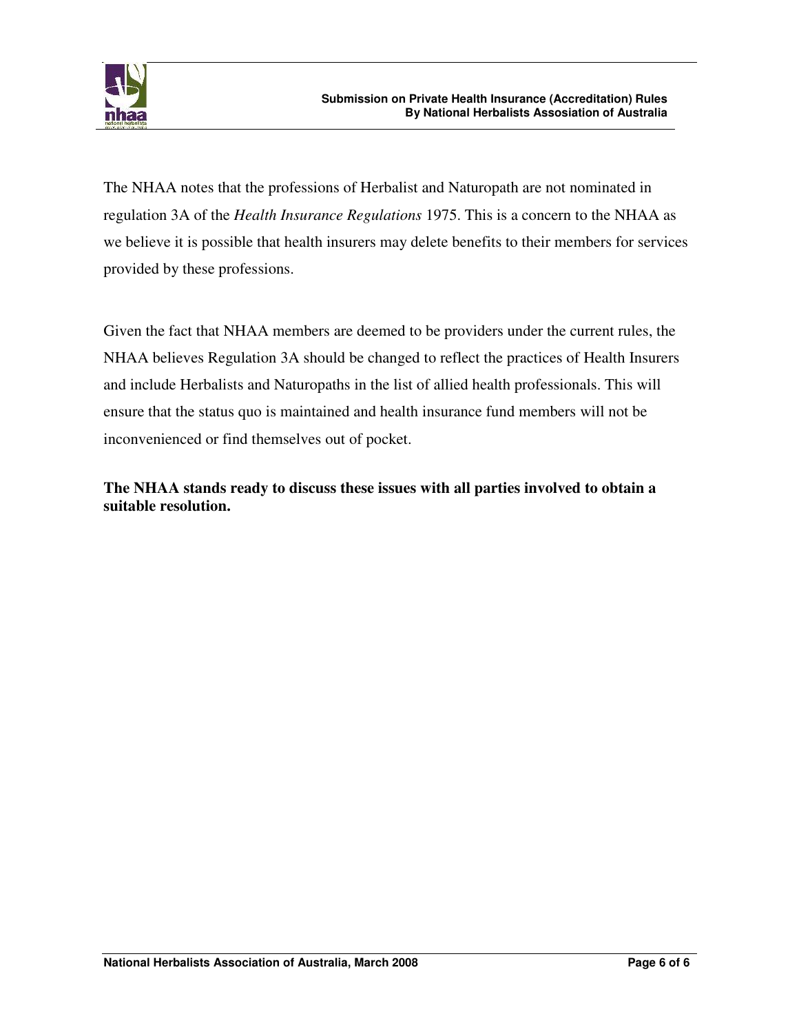The NHAA notes that the professions of Herbalist and Naturopath are not nominated in regulation 3A of the *Health Insurance Regulations* 1975. This is a concern to the NHAA as we believe it is possible that health insurers may delete benefits to their members for services provided by these professions.

Given the fact that NHAA members are deemed to be providers under the current rules, the NHAA believes Regulation 3A should be changed to reflect the practices of Health Insurers and include Herbalists and Naturopaths in the list of allied health professionals. This will ensure that the status quo is maintained and health insurance fund members will not be inconvenienced or find themselves out of pocket.

**The NHAA stands ready to discuss these issues with all parties involved to obtain a suitable resolution.**